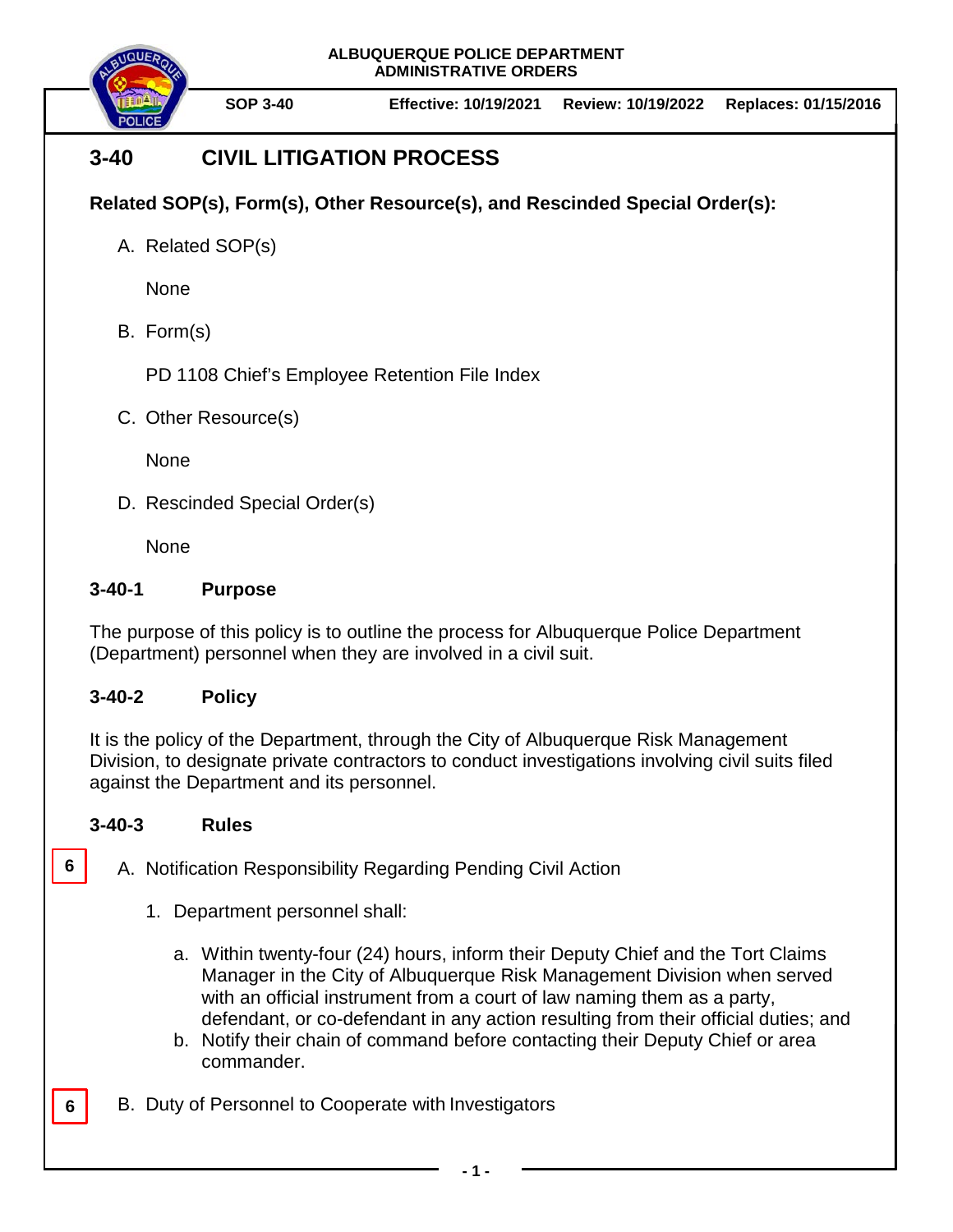ALBUQUERQUE POLICE DEPARTMENT
ADMINISTRATIVE ORDERS

**SOP 3-40** | **Effective: 10/19/2021** | **Review: 10/19/2022** | **Replaces: 01/15/2016**

# 3-40 CIVIL LITIGATION PROCESS

**Related SOP(s), Form(s), Other Resource(s), and Rescinded Special Order(s):**

A. Related SOP(s)

None

B. Form(s)

PD 1108 Chief's Employee Retention File Index

C. Other Resource(s)

None

D. Rescinded Special Order(s)

None

## 3-40-1 Purpose

The purpose of this policy is to outline the process for Albuquerque Police Department (Department) personnel when they are involved in a civil suit.

## 3-40-2 Policy

It is the policy of the Department, through the City of Albuquerque Risk Management Division, to designate private contractors to conduct investigations involving civil suits filed against the Department and its personnel.

## 3-40-3 Rules

6

A. Notification Responsibility Regarding Pending Civil Action

1. Department personnel shall:

   a. Within twenty-four (24) hours, inform their Deputy Chief and the Tort Claims Manager in the City of Albuquerque Risk Management Division when served with an official instrument from a court of law naming them as a party, defendant, or co-defendant in any action resulting from their official duties; and
   b. Notify their chain of command before contacting their Deputy Chief or area commander.

6

B. Duty of Personnel to Cooperate with Investigators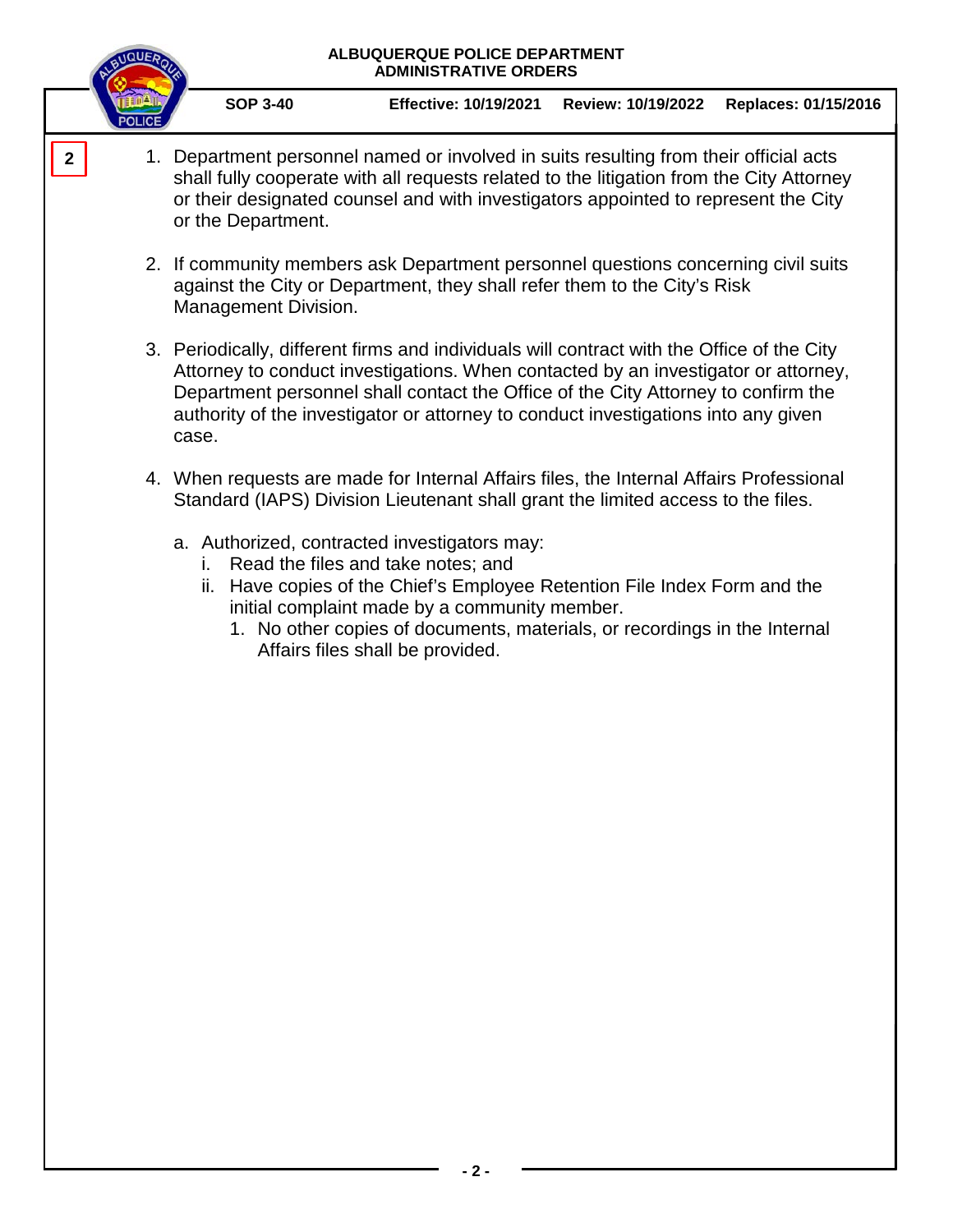2

1. Department personnel named or involved in suits resulting from their official acts shall fully cooperate with all requests related to the litigation from the City Attorney or their designated counsel and with investigators appointed to represent the City or the Department.

2. If community members ask Department personnel questions concerning civil suits against the City or Department, they shall refer them to the City's Risk Management Division.

3. Periodically, different firms and individuals will contract with the Office of the City Attorney to conduct investigations. When contacted by an investigator or attorney, Department personnel shall contact the Office of the City Attorney to confirm the authority of the investigator or attorney to conduct investigations into any given case.

4. When requests are made for Internal Affairs files, the Internal Affairs Professional Standard (IAPS) Division Lieutenant shall grant the limited access to the files.

   a. Authorized, contracted investigators may:
      i. Read the files and take notes; and
      ii. Have copies of the Chief's Employee Retention File Index Form and the initial complaint made by a community member.
         1. No other copies of documents, materials, or recordings in the Internal Affairs files shall be provided.